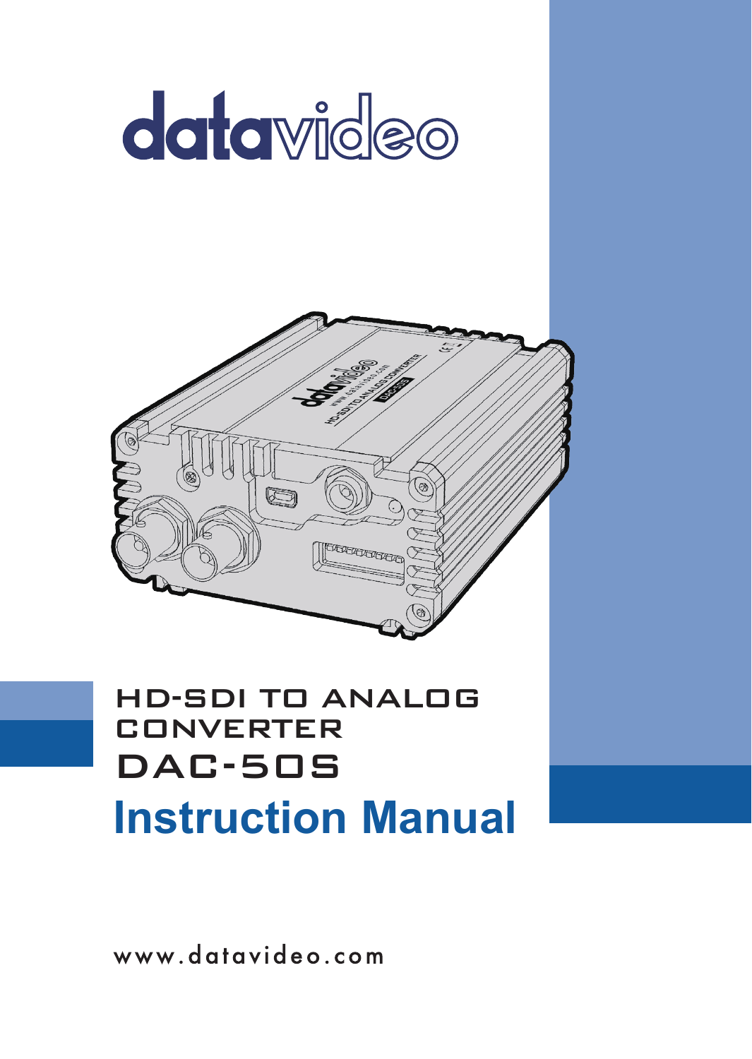datavideo

# HD-SDI TO ANALOG CONVERTER

# DAC-50S

# Instruction Manual

www.datavideo.com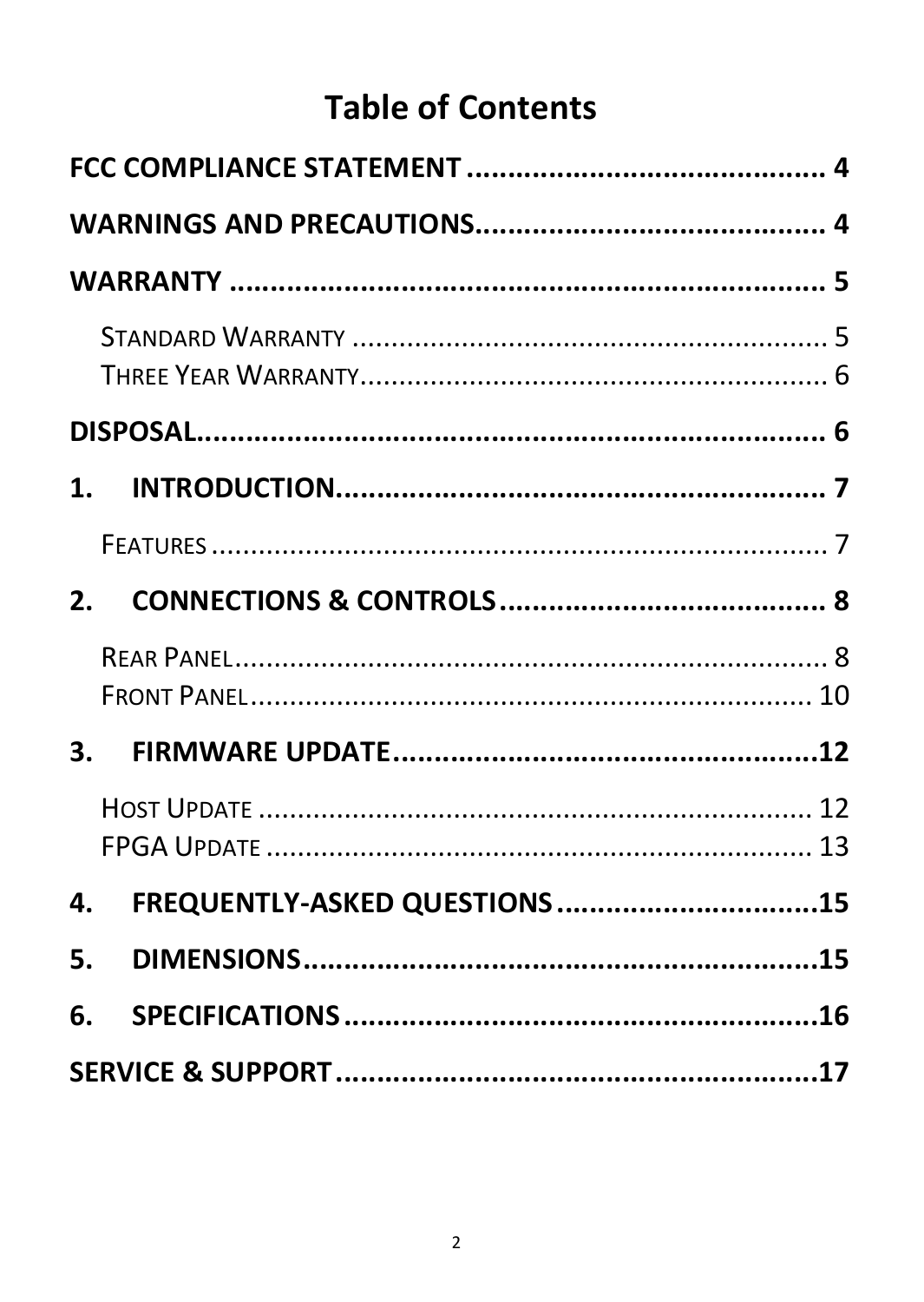# Table of Contents

**FCC COMPLIANCE STATEMENT ........................................... 4**

**WARNINGS AND PRECAUTIONS.......................................... 4**

**WARRANTY ........................................................................ 5**

- STANDARD WARRANTY ............................................................ 5
- THREE YEAR WARRANTY............................................................ 6

**DISPOSAL............................................................................ 6**

**1. INTRODUCTION.......................................................... 7**

- FEATURES ................................................................................ 7

**2. CONNECTIONS & CONTROLS ....................................... 8**

- REAR PANEL.............................................................................. 8
- FRONT PANEL.......................................................................... 10

**3. FIRMWARE UPDATE..................................................12**

- HOST UPDATE ........................................................................ 12
- FPGA UPDATE ........................................................................ 13

**4. FREQUENTLY-ASKED QUESTIONS ...............................15**

**5. DIMENSIONS.............................................................15**

**6. SPECIFICATIONS ........................................................16**

**SERVICE & SUPPORT .........................................................17**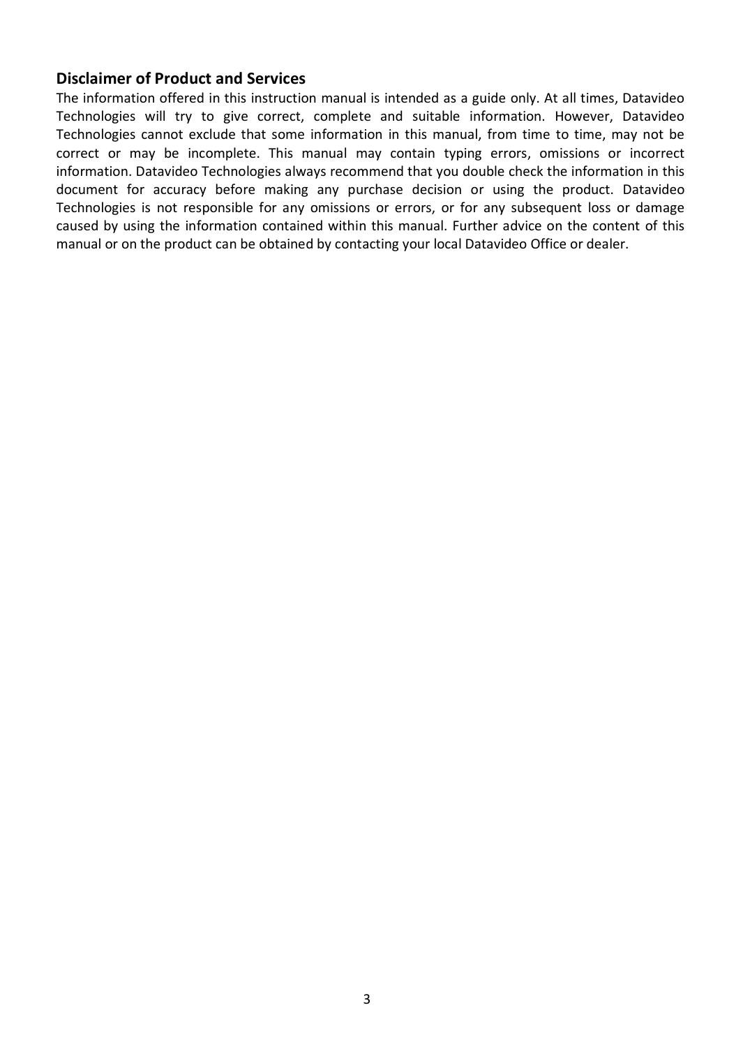### Disclaimer of Product and Services

The information offered in this instruction manual is intended as a guide only. At all times, Datavideo Technologies will try to give correct, complete and suitable information. However, Datavideo Technologies cannot exclude that some information in this manual, from time to time, may not be correct or may be incomplete. This manual may contain typing errors, omissions or incorrect information. Datavideo Technologies always recommend that you double check the information in this document for accuracy before making any purchase decision or using the product. Datavideo Technologies is not responsible for any omissions or errors, or for any subsequent loss or damage caused by using the information contained within this manual. Further advice on the content of this manual or on the product can be obtained by contacting your local Datavideo Office or dealer.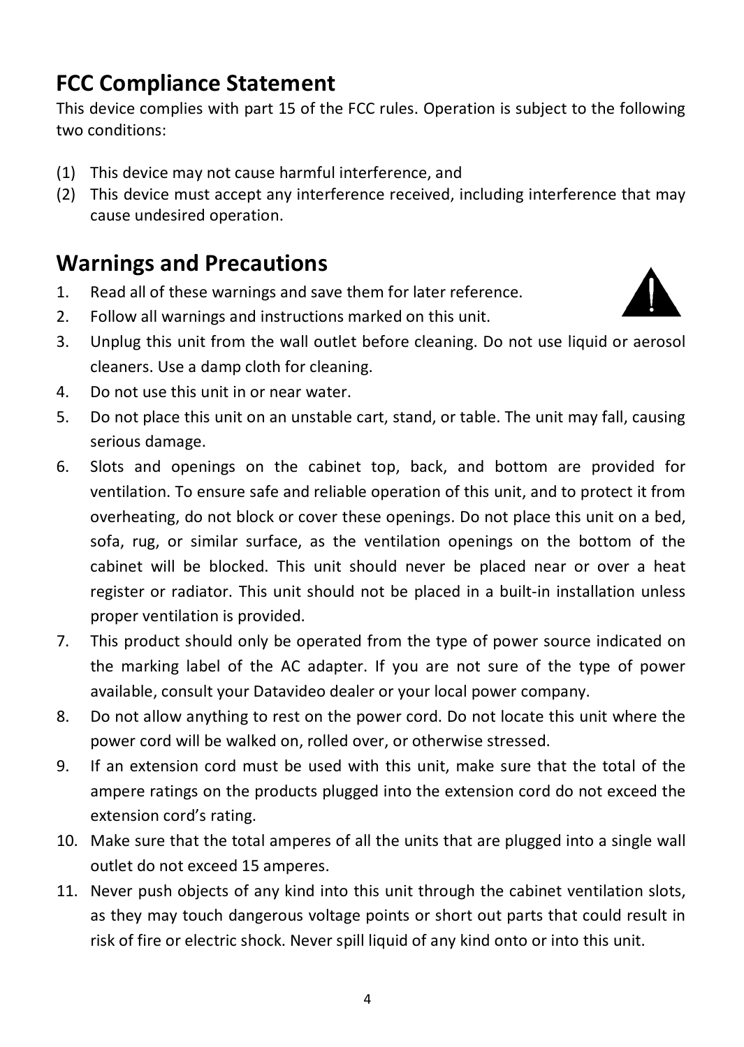## FCC Compliance Statement

This device complies with part 15 of the FCC rules. Operation is subject to the following two conditions:

(1) This device may not cause harmful interference, and
(2) This device must accept any interference received, including interference that may cause undesired operation.

## Warnings and Precautions

1. Read all of these warnings and save them for later reference.
2. Follow all warnings and instructions marked on this unit.
3. Unplug this unit from the wall outlet before cleaning. Do not use liquid or aerosol cleaners. Use a damp cloth for cleaning.
4. Do not use this unit in or near water.
5. Do not place this unit on an unstable cart, stand, or table. The unit may fall, causing serious damage.
6. Slots and openings on the cabinet top, back, and bottom are provided for ventilation. To ensure safe and reliable operation of this unit, and to protect it from overheating, do not block or cover these openings. Do not place this unit on a bed, sofa, rug, or similar surface, as the ventilation openings on the bottom of the cabinet will be blocked. This unit should never be placed near or over a heat register or radiator. This unit should not be placed in a built-in installation unless proper ventilation is provided.
7. This product should only be operated from the type of power source indicated on the marking label of the AC adapter. If you are not sure of the type of power available, consult your Datavideo dealer or your local power company.
8. Do not allow anything to rest on the power cord. Do not locate this unit where the power cord will be walked on, rolled over, or otherwise stressed.
9. If an extension cord must be used with this unit, make sure that the total of the ampere ratings on the products plugged into the extension cord do not exceed the extension cord's rating.
10. Make sure that the total amperes of all the units that are plugged into a single wall outlet do not exceed 15 amperes.
11. Never push objects of any kind into this unit through the cabinet ventilation slots, as they may touch dangerous voltage points or short out parts that could result in risk of fire or electric shock. Never spill liquid of any kind onto or into this unit.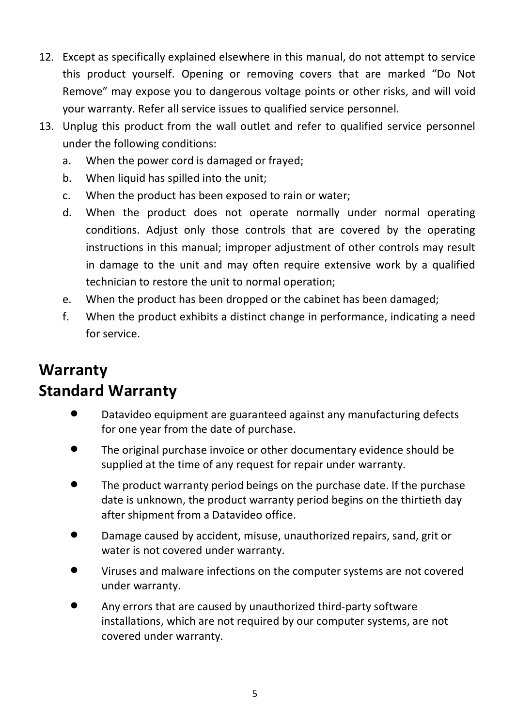12. Except as specifically explained elsewhere in this manual, do not attempt to service this product yourself. Opening or removing covers that are marked "Do Not Remove" may expose you to dangerous voltage points or other risks, and will void your warranty. Refer all service issues to qualified service personnel.
13. Unplug this product from the wall outlet and refer to qualified service personnel under the following conditions:
    a. When the power cord is damaged or frayed;
    b. When liquid has spilled into the unit;
    c. When the product has been exposed to rain or water;
    d. When the product does not operate normally under normal operating conditions. Adjust only those controls that are covered by the operating instructions in this manual; improper adjustment of other controls may result in damage to the unit and may often require extensive work by a qualified technician to restore the unit to normal operation;
    e. When the product has been dropped or the cabinet has been damaged;
    f. When the product exhibits a distinct change in performance, indicating a need for service.

# Warranty

## Standard Warranty

- Datavideo equipment are guaranteed against any manufacturing defects for one year from the date of purchase.
- The original purchase invoice or other documentary evidence should be supplied at the time of any request for repair under warranty.
- The product warranty period beings on the purchase date. If the purchase date is unknown, the product warranty period begins on the thirtieth day after shipment from a Datavideo office.
- Damage caused by accident, misuse, unauthorized repairs, sand, grit or water is not covered under warranty.
- Viruses and malware infections on the computer systems are not covered under warranty.
- Any errors that are caused by unauthorized third-party software installations, which are not required by our computer systems, are not covered under warranty.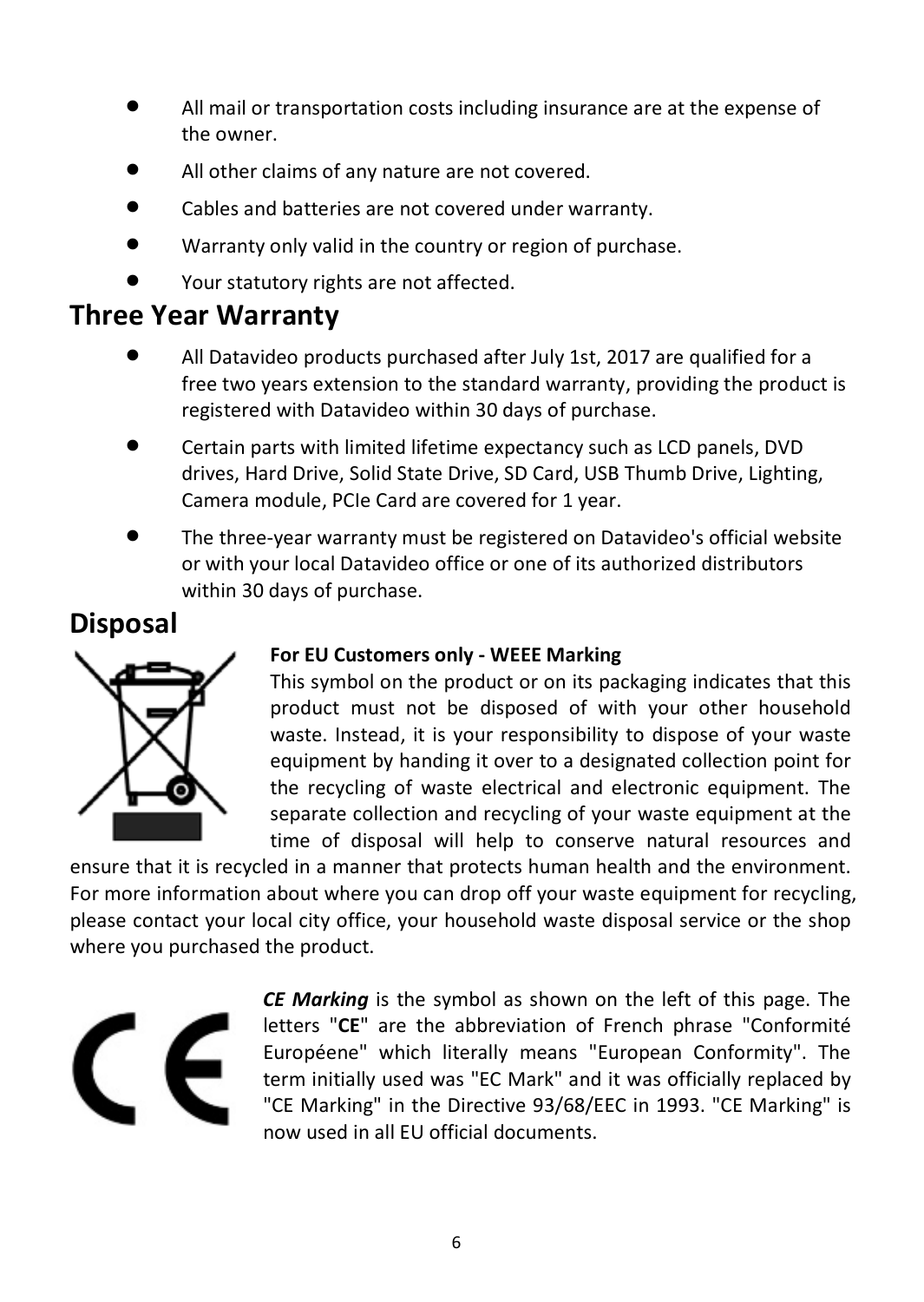- All mail or transportation costs including insurance are at the expense of the owner.
- All other claims of any nature are not covered.
- Cables and batteries are not covered under warranty.
- Warranty only valid in the country or region of purchase.
- Your statutory rights are not affected.

## Three Year Warranty

- All Datavideo products purchased after July 1st, 2017 are qualified for a free two years extension to the standard warranty, providing the product is registered with Datavideo within 30 days of purchase.
- Certain parts with limited lifetime expectancy such as LCD panels, DVD drives, Hard Drive, Solid State Drive, SD Card, USB Thumb Drive, Lighting, Camera module, PCIe Card are covered for 1 year.
- The three-year warranty must be registered on Datavideo's official website or with your local Datavideo office or one of its authorized distributors within 30 days of purchase.

## Disposal

**For EU Customers only - WEEE Marking**

This symbol on the product or on its packaging indicates that this product must not be disposed of with your other household waste. Instead, it is your responsibility to dispose of your waste equipment by handing it over to a designated collection point for the recycling of waste electrical and electronic equipment. The separate collection and recycling of your waste equipment at the time of disposal will help to conserve natural resources and ensure that it is recycled in a manner that protects human health and the environment. For more information about where you can drop off your waste equipment for recycling, please contact your local city office, your household waste disposal service or the shop where you purchased the product.

***CE Marking*** is the symbol as shown on the left of this page. The letters "**CE**" are the abbreviation of French phrase "Conformité Européene" which literally means "European Conformity". The term initially used was "EC Mark" and it was officially replaced by "CE Marking" in the Directive 93/68/EEC in 1993. "CE Marking" is now used in all EU official documents.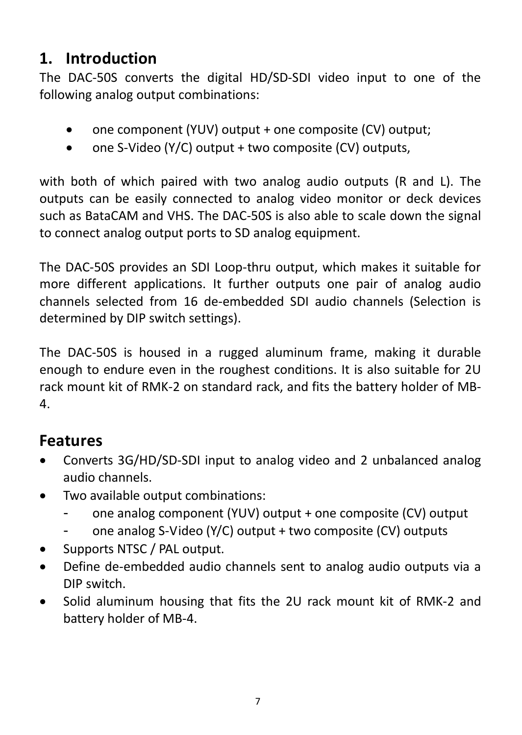# 1. Introduction

The DAC-50S converts the digital HD/SD-SDI video input to one of the following analog output combinations:

- one component (YUV) output + one composite (CV) output;
- one S-Video (Y/C) output + two composite (CV) outputs,

with both of which paired with two analog audio outputs (R and L). The outputs can be easily connected to analog video monitor or deck devices such as BataCAM and VHS. The DAC-50S is also able to scale down the signal to connect analog output ports to SD analog equipment.

The DAC-50S provides an SDI Loop-thru output, which makes it suitable for more different applications. It further outputs one pair of analog audio channels selected from 16 de-embedded SDI audio channels (Selection is determined by DIP switch settings).

The DAC-50S is housed in a rugged aluminum frame, making it durable enough to endure even in the roughest conditions. It is also suitable for 2U rack mount kit of RMK-2 on standard rack, and fits the battery holder of MB-4.

## Features

- Converts 3G/HD/SD-SDI input to analog video and 2 unbalanced analog audio channels.
- Two available output combinations:
  - one analog component (YUV) output + one composite (CV) output
  - one analog S-Video (Y/C) output + two composite (CV) outputs
- Supports NTSC / PAL output.
- Define de-embedded audio channels sent to analog audio outputs via a DIP switch.
- Solid aluminum housing that fits the 2U rack mount kit of RMK-2 and battery holder of MB-4.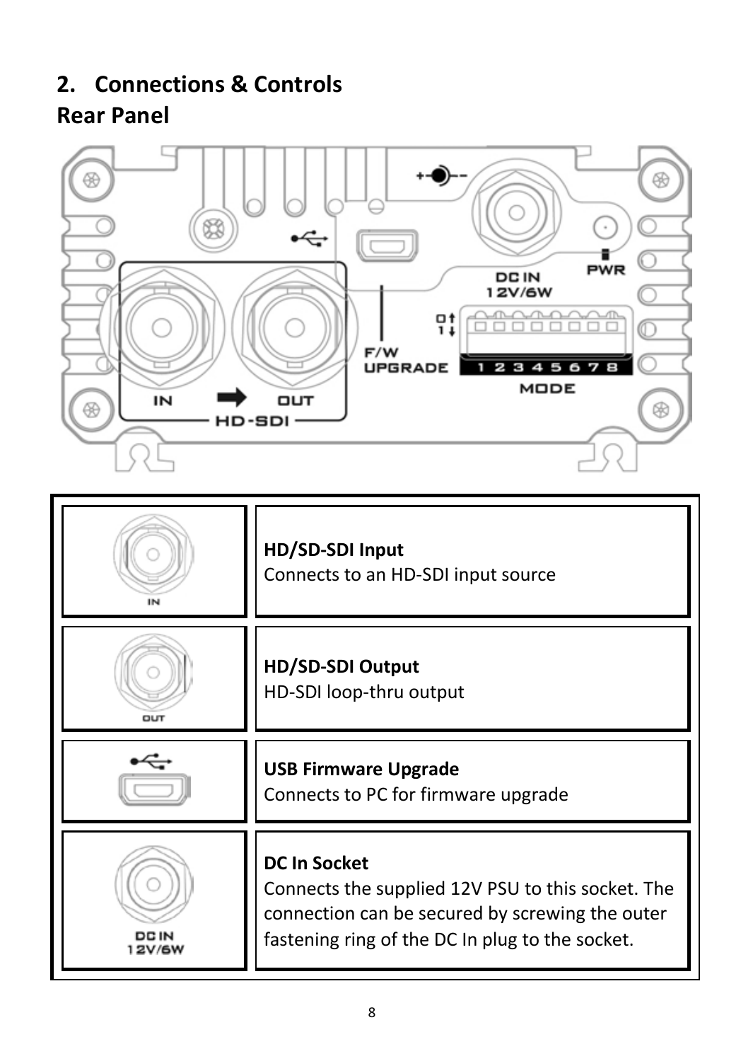## 2. Connections & Controls

### Rear Panel

| | |
|---|---|
| IN | **HD/SD-SDI Input**<br>Connects to an HD-SDI input source |
| OUT | **HD/SD-SDI Output**<br>HD-SDI loop-thru output |
| | **USB Firmware Upgrade**<br>Connects to PC for firmware upgrade |
| DC IN 12V/6W | **DC In Socket**<br>Connects the supplied 12V PSU to this socket. The connection can be secured by screwing the outer fastening ring of the DC In plug to the socket. |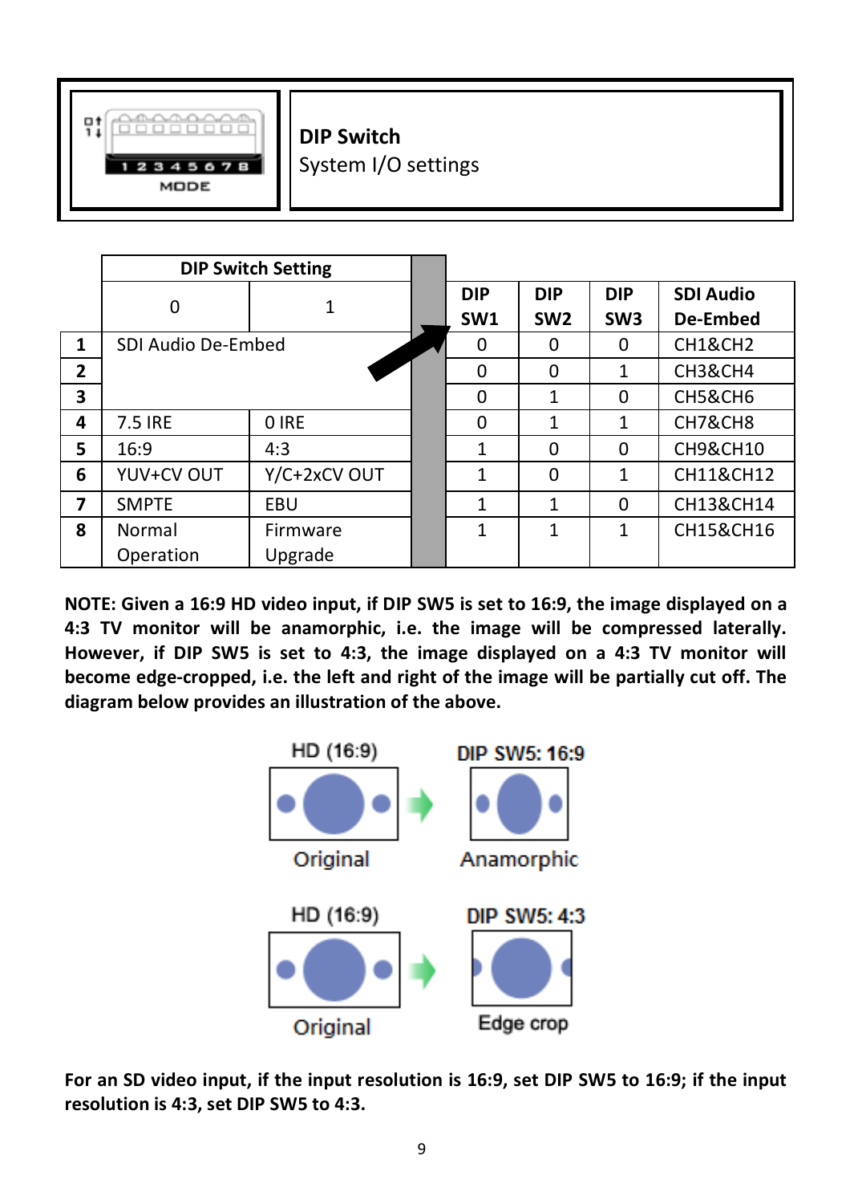**DIP Switch**
System I/O settings

| | DIP Switch Setting | |
|---|---|---|
| | 0 | 1 |
| 1 | SDI Audio De-Embed | |
| 2 | | |
| 3 | | |
| 4 | 7.5 IRE | 0 IRE |
| 5 | 16:9 | 4:3 |
| 6 | YUV+CV OUT | Y/C+2xCV OUT |
| 7 | SMPTE | EBU |
| 8 | Normal Operation | Firmware Upgrade |

| DIP SW1 | DIP SW2 | DIP SW3 | SDI Audio De-Embed |
|---|---|---|---|
| 0 | 0 | 0 | CH1&CH2 |
| 0 | 0 | 1 | CH3&CH4 |
| 0 | 1 | 0 | CH5&CH6 |
| 0 | 1 | 1 | CH7&CH8 |
| 1 | 0 | 0 | CH9&CH10 |
| 1 | 0 | 1 | CH11&CH12 |
| 1 | 1 | 0 | CH13&CH14 |
| 1 | 1 | 1 | CH15&CH16 |

**NOTE: Given a 16:9 HD video input, if DIP SW5 is set to 16:9, the image displayed on a 4:3 TV monitor will be anamorphic, i.e. the image will be compressed laterally. However, if DIP SW5 is set to 4:3, the image displayed on a 4:3 TV monitor will become edge-cropped, i.e. the left and right of the image will be partially cut off. The diagram below provides an illustration of the above.**

HD (16:9) → DIP SW5: 16:9

Original → Anamorphic

HD (16:9) → DIP SW5: 4:3

Original → Edge crop

**For an SD video input, if the input resolution is 16:9, set DIP SW5 to 16:9; if the input resolution is 4:3, set DIP SW5 to 4:3.**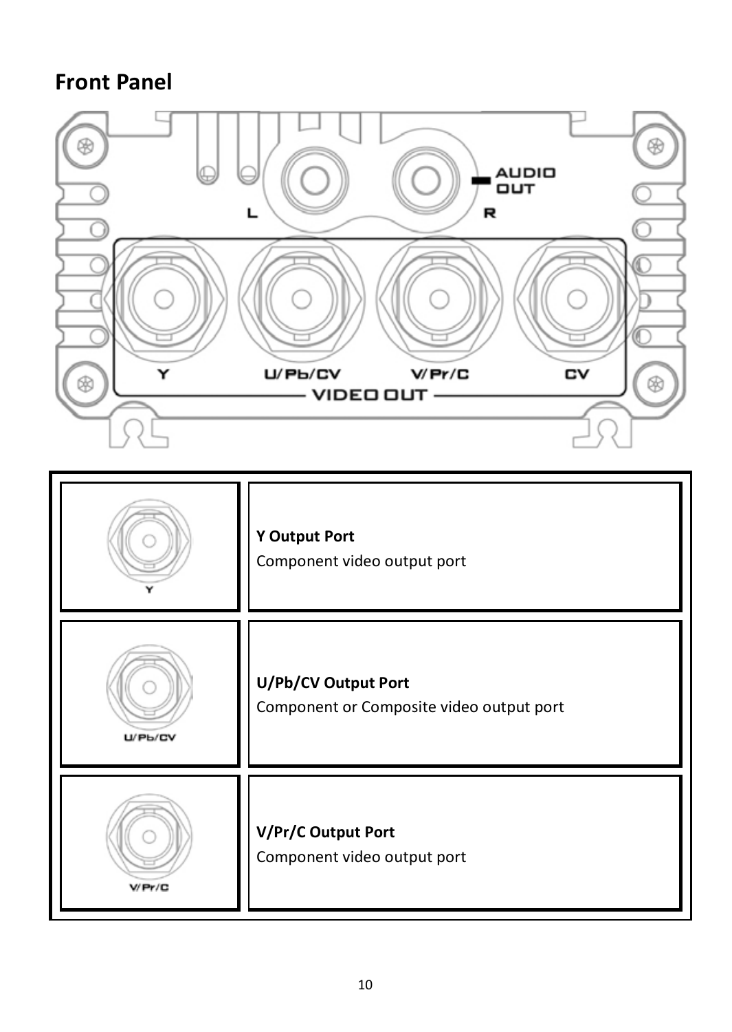## Front Panel

| | |
|---|---|
| Y | **Y Output Port**<br>Component video output port |
| U/Pb/CV | **U/Pb/CV Output Port**<br>Component or Composite video output port |
| V/Pr/C | **V/Pr/C Output Port**<br>Component video output port |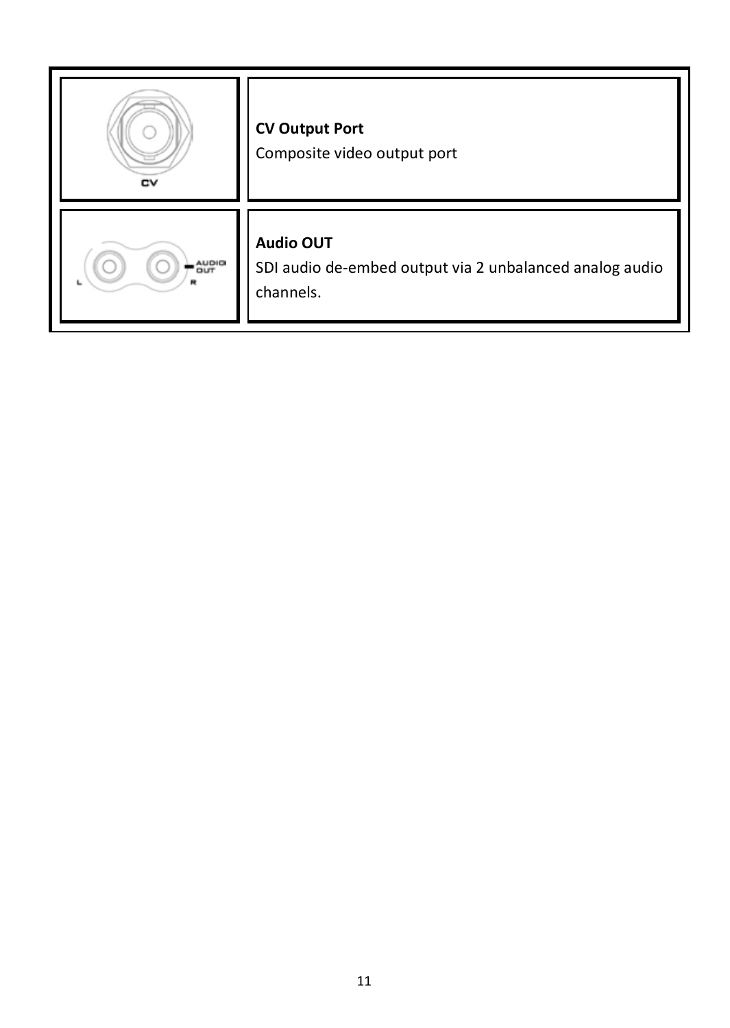| | |
|---|---|
| CV | **CV Output Port**<br>Composite video output port |
| L R AUDIO OUT | **Audio OUT**<br>SDI audio de-embed output via 2 unbalanced analog audio channels. |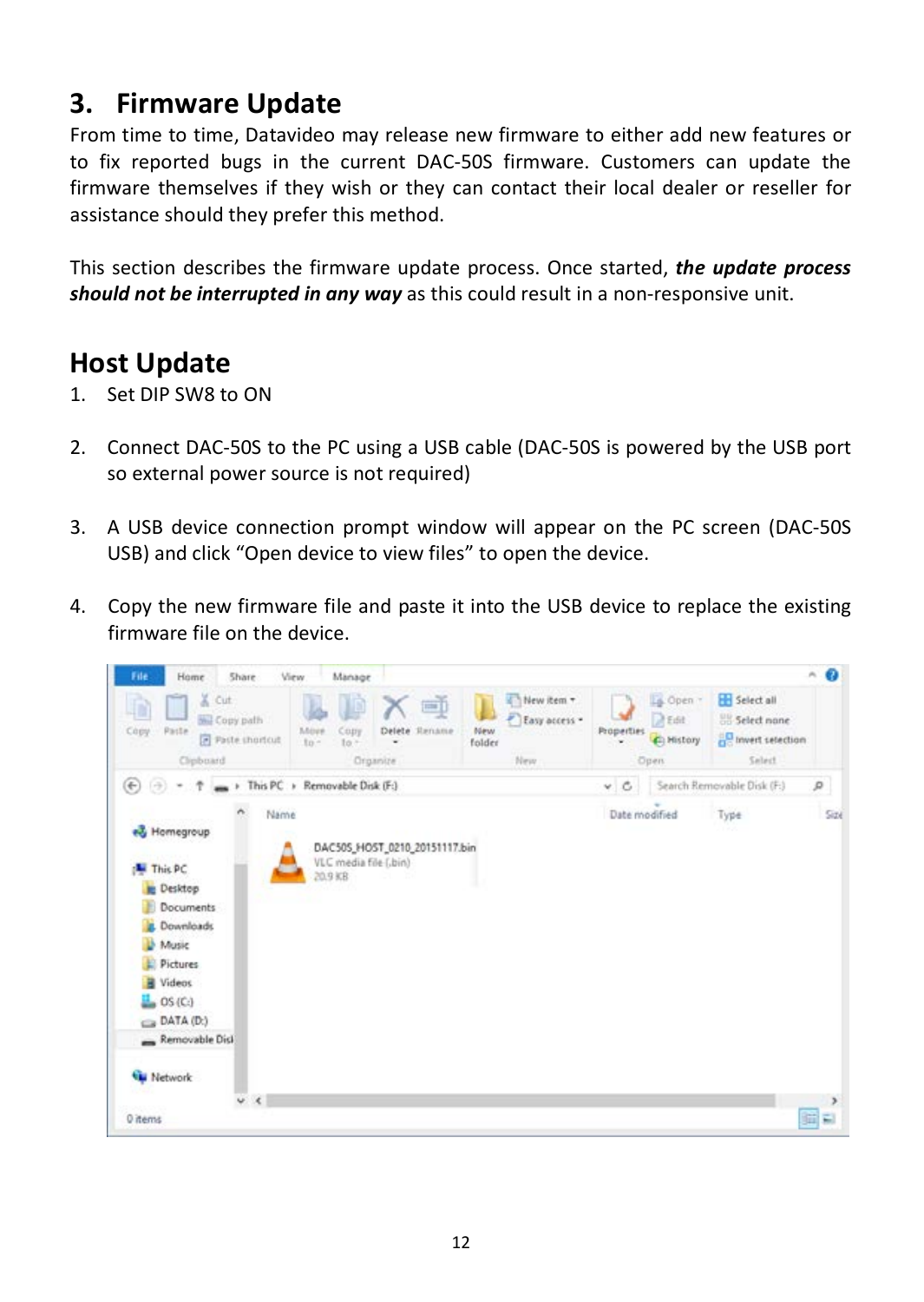# 3. Firmware Update

From time to time, Datavideo may release new firmware to either add new features or to fix reported bugs in the current DAC-50S firmware. Customers can update the firmware themselves if they wish or they can contact their local dealer or reseller for assistance should they prefer this method.

This section describes the firmware update process. Once started, ***the update process should not be interrupted in any way*** as this could result in a non-responsive unit.

## Host Update

1. Set DIP SW8 to ON

2. Connect DAC-50S to the PC using a USB cable (DAC-50S is powered by the USB port so external power source is not required)

3. A USB device connection prompt window will appear on the PC screen (DAC-50S USB) and click “Open device to view files” to open the device.

4. Copy the new firmware file and paste it into the USB device to replace the existing firmware file on the device.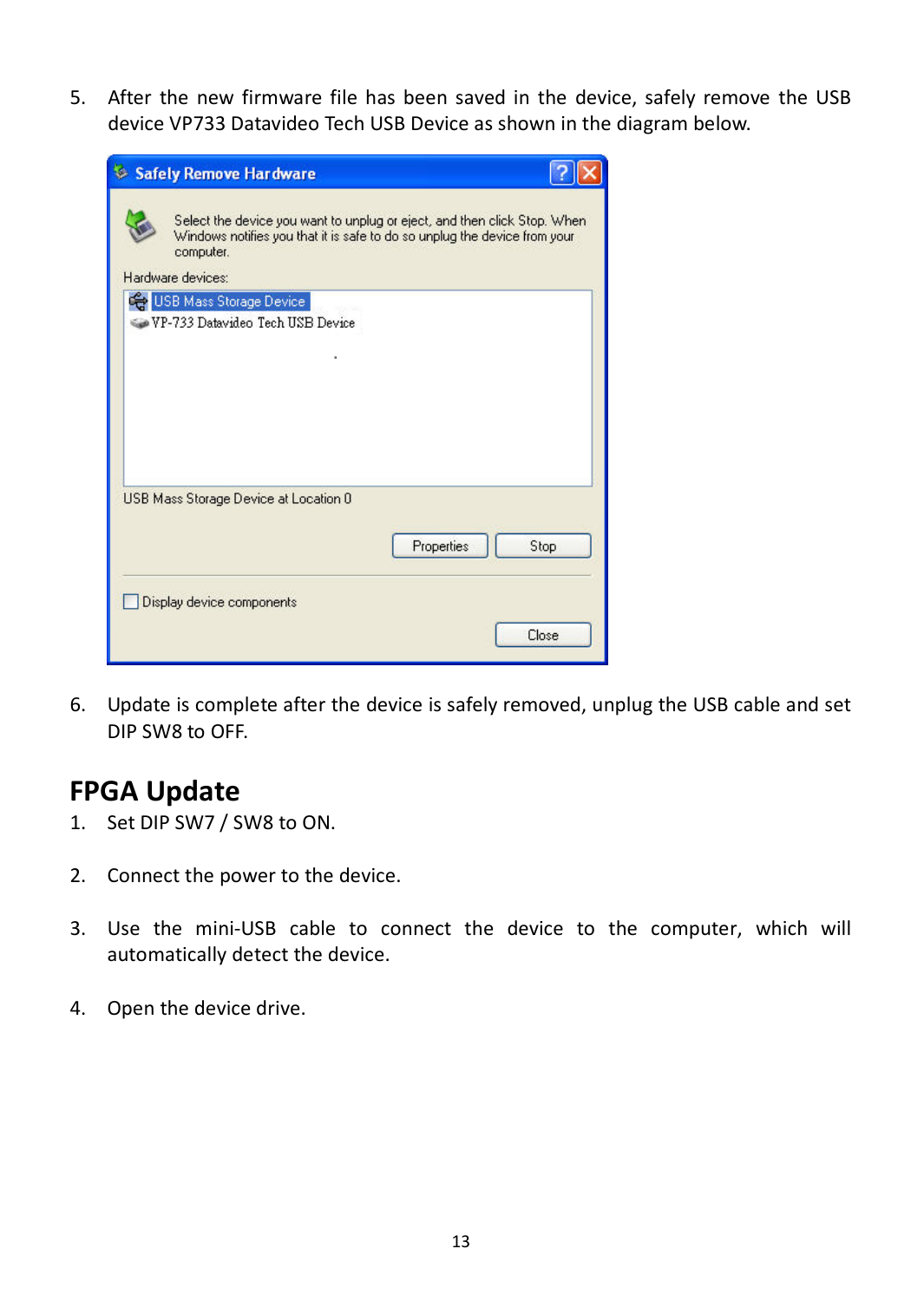5. After the new firmware file has been saved in the device, safely remove the USB device VP733 Datavideo Tech USB Device as shown in the diagram below.

6. Update is complete after the device is safely removed, unplug the USB cable and set DIP SW8 to OFF.

## FPGA Update

1. Set DIP SW7 / SW8 to ON.

2. Connect the power to the device.

3. Use the mini-USB cable to connect the device to the computer, which will automatically detect the device.

4. Open the device drive.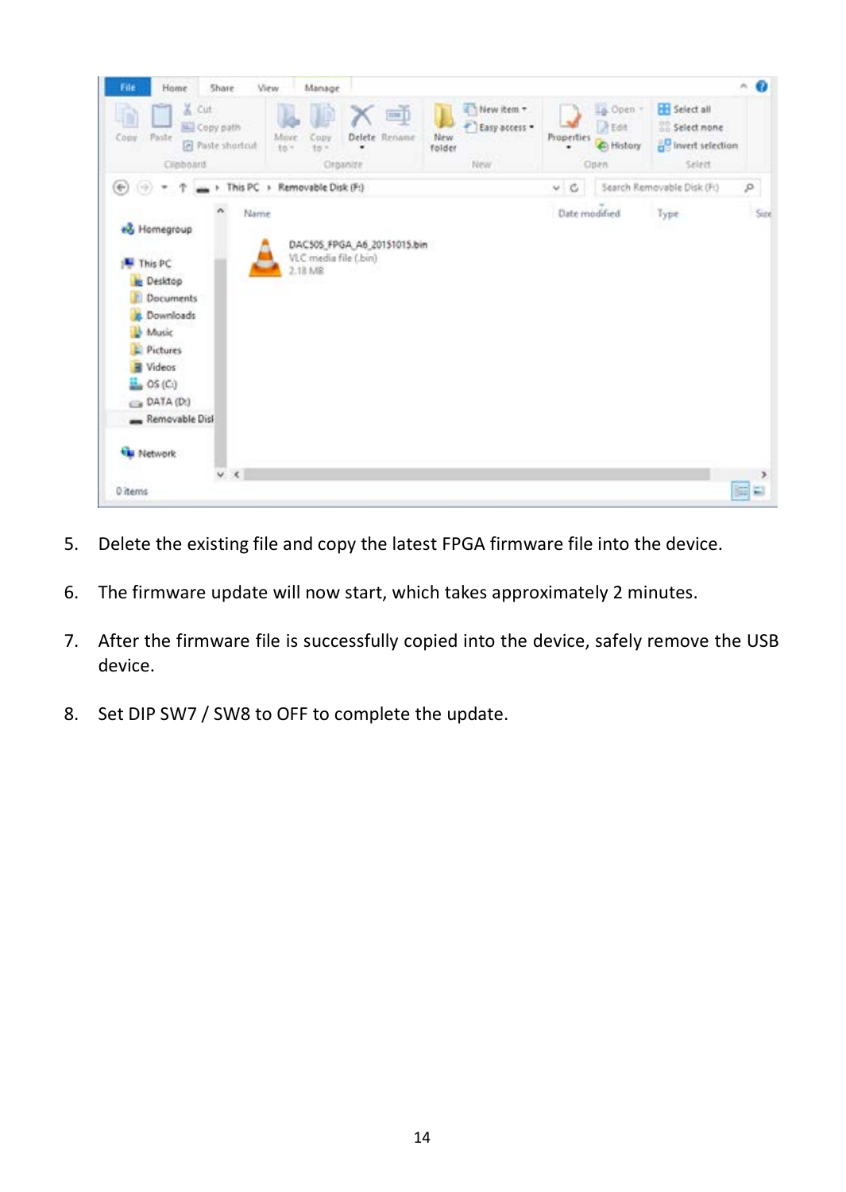5. Delete the existing file and copy the latest FPGA firmware file into the device.

6. The firmware update will now start, which takes approximately 2 minutes.

7. After the firmware file is successfully copied into the device, safely remove the USB device.

8. Set DIP SW7 / SW8 to OFF to complete the update.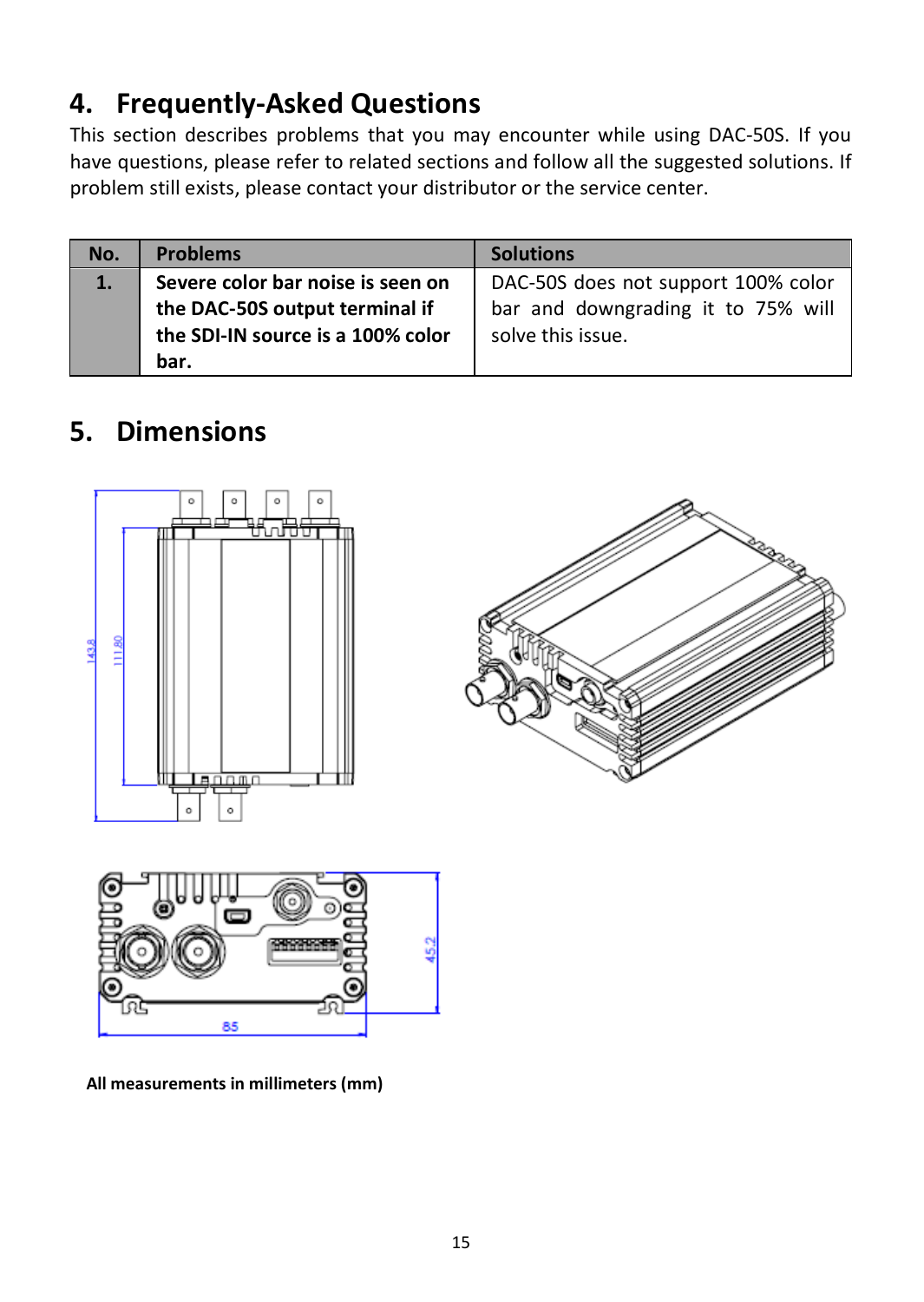# 4. Frequently-Asked Questions

This section describes problems that you may encounter while using DAC-50S. If you have questions, please refer to related sections and follow all the suggested solutions. If problem still exists, please contact your distributor or the service center.

| No. | Problems | Solutions |
|---|---|---|
| **1.** | **Severe color bar noise is seen on the DAC-50S output terminal if the SDI-IN source is a 100% color bar.** | DAC-50S does not support 100% color bar and downgrading it to 75% will solve this issue. |

# 5. Dimensions

**All measurements in millimeters (mm)**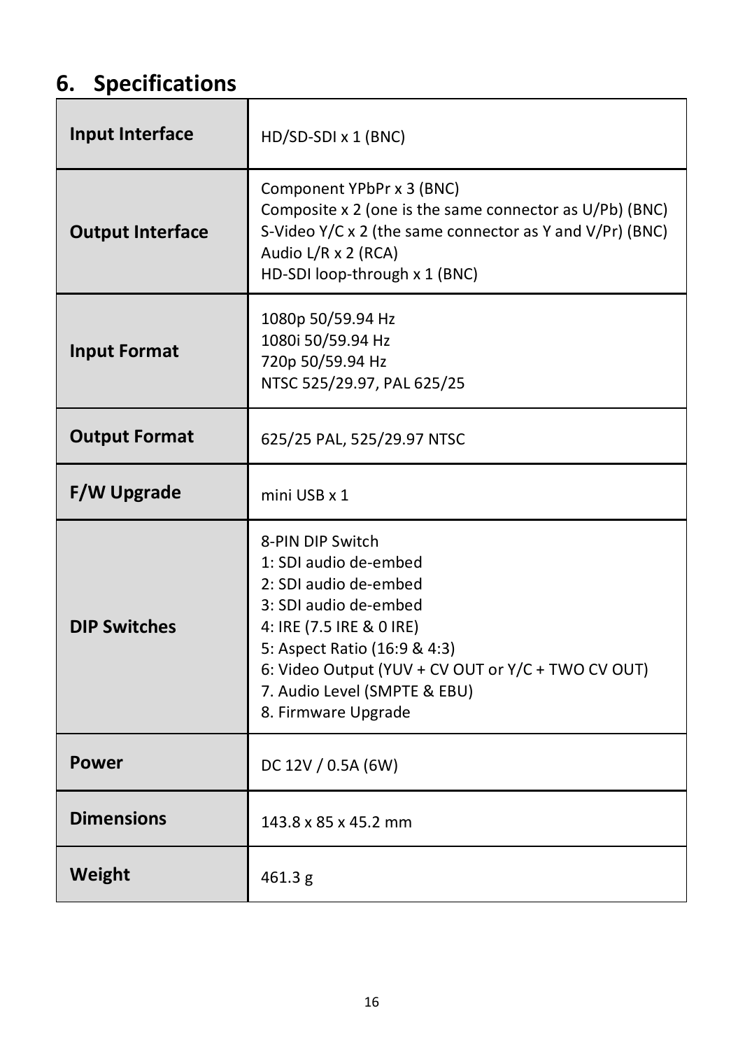## 6. Specifications

| | |
|---|---|
| **Input Interface** | HD/SD-SDI x 1 (BNC) |
| **Output Interface** | Component YPbPr x 3 (BNC)<br>Composite x 2 (one is the same connector as U/Pb) (BNC)<br>S-Video Y/C x 2 (the same connector as Y and V/Pr) (BNC)<br>Audio L/R x 2 (RCA)<br>HD-SDI loop-through x 1 (BNC) |
| **Input Format** | 1080p 50/59.94 Hz<br>1080i 50/59.94 Hz<br>720p 50/59.94 Hz<br>NTSC 525/29.97, PAL 625/25 |
| **Output Format** | 625/25 PAL, 525/29.97 NTSC |
| **F/W Upgrade** | mini USB x 1 |
| **DIP Switches** | 8-PIN DIP Switch<br>1: SDI audio de-embed<br>2: SDI audio de-embed<br>3: SDI audio de-embed<br>4: IRE (7.5 IRE & 0 IRE)<br>5: Aspect Ratio (16:9 & 4:3)<br>6: Video Output (YUV + CV OUT or Y/C + TWO CV OUT)<br>7. Audio Level (SMPTE & EBU)<br>8. Firmware Upgrade |
| **Power** | DC 12V / 0.5A (6W) |
| **Dimensions** | 143.8 x 85 x 45.2 mm |
| **Weight** | 461.3 g |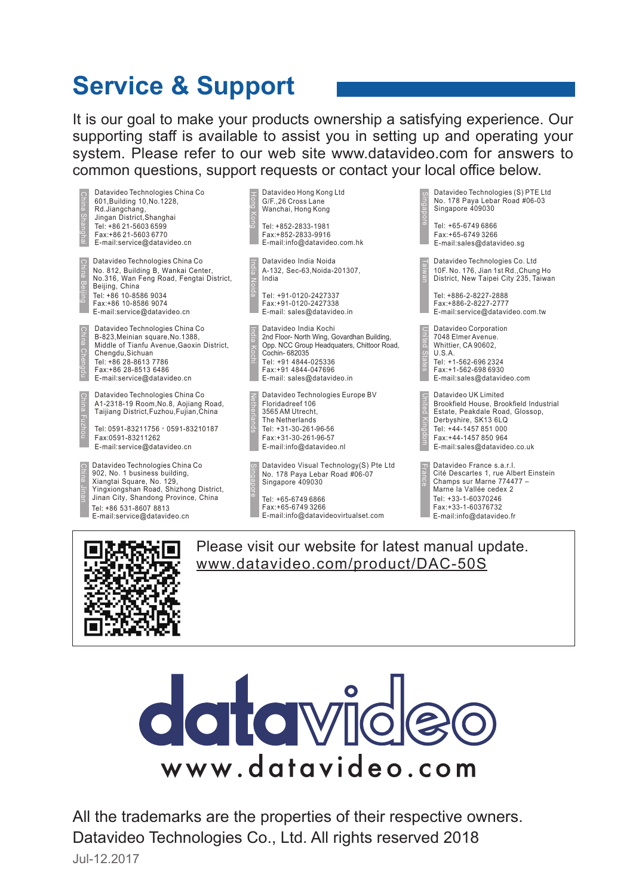# Service & Support

It is our goal to make your products ownership a satisfying experience. Our supporting staff is available to assist you in setting up and operating your system. Please refer to our web site www.datavideo.com for answers to common questions, support requests or contact your local office below.

**China Shanghai**
Datavideo Technologies China Co
601,Building 10,No.1228,
Rd.Jiangchang,
Jingan District,Shanghai
Tel: +86 21-5603 6599
Fax:+86 21-5603 6770
E-mail:service@datavideo.cn

**China Beijing**
Datavideo Technologies China Co
No. 812, Building B, Wankai Center,
No.316, Wan Feng Road, Fengtai District,
Beijing, China
Tel: +86 10-8586 9034
Fax:+86 10-8586 9074
E-mail:service@datavideo.cn

**China Chengdu**
Datavideo Technologies China Co
B-823,Meinian square,No.1388,
Middle of Tianfu Avenue,Gaoxin District,
Chengdu,Sichuan
Tel: +86 28-8613 7786
Fax:+86 28-8513 6486
E-mail:service@datavideo.cn

**China Fuzhou**
Datavideo Technologies China Co
A1-2318-19 Room,No.8, Aojiang Road,
Taijiang District,Fuzhou,Fujian,China
Tel: 0591-83211756，0591-83210187
Fax:0591-83211262
E-mail:service@datavideo.cn

**China Jinan**
Datavideo Technologies China Co
902, No. 1 business building,
Xiangtai Square, No. 129,
Yingxiongshan Road, Shizhong District,
Jinan City, Shandong Province, China
Tel: +86 531-8607 8813
E-mail:service@datavideo.cn

**Hong Kong**
Datavideo Hong Kong Ltd
G/F.,26 Cross Lane
Wanchai, Hong Kong
Tel: +852-2833-1981
Fax:+852-2833-9916
E-mail:info@datavideo.com.hk

**India Noida**
Datavideo India Noida
A-132, Sec-63,Noida-201307,
India
Tel: +91-0120-2427337
Fax:+91-0120-2427338
E-mail: sales@datavideo.in

**India Kochi**
Datavideo India Kochi
2nd Floor- North Wing, Govardhan Building,
Opp. NCC Group Headquaters, Chittoor Road,
Cochin- 682035
Tel: +91 4844-025336
Fax:+91 4844-047696
E-mail: sales@datavideo.in

**Netherlands**
Datavideo Technologies Europe BV
Floridadreef 106
3565 AM Utrecht,
The Netherlands
Tel: +31-30-261-96-56
Fax:+31-30-261-96-57
E-mail:info@datavideo.nl

**Singapore**
Datavideo Visual Technology(S) Pte Ltd
No. 178 Paya Lebar Road #06-07
Singapore 409030
Tel: +65-6749 6866
Fax:+65-6749 3266
E-mail:info@datavideovirtualset.com

**Singapore**
Datavideo Technologies (S) PTE Ltd
No. 178 Paya Lebar Road #06-03
Singapore 409030
Tel: +65-6749 6866
Fax:+65-6749 3266
E-mail:sales@datavideo.sg

**Taiwan**
Datavideo Technologies Co. Ltd
10F. No. 176, Jian 1st Rd.,Chung Ho
District, New Taipei City 235, Taiwan
Tel: +886-2-8227-2888
Fax:+886-2-8227-2777
E-mail:service@datavideo.com.tw

**United States**
Datavideo Corporation
7048 Elmer Avenue.
Whittier, CA 90602,
U.S.A.
Tel: +1-562-696 2324
Fax:+1-562-698 6930
E-mail:sales@datavideo.com

**United Kingdom**
Datavideo UK Limited
Brookfield House, Brookfield Industrial
Estate, Peakdale Road, Glossop,
Derbyshire, SK13 6LQ
Tel: +44-1457 851 000
Fax:+44-1457 850 964
E-mail:sales@datavideo.co.uk

**France**
Datavideo France s.a.r.l.
Cité Descartes 1, rue Albert Einstein
Champs sur Marne 774477 –
Marne la Vallée cedex 2
Tel: +33-1-60370246
Fax:+33-1-60376732
E-mail:info@datavideo.fr

Please visit our website for latest manual update.
www.datavideo.com/product/DAC-50S

datavideo
www.datavideo.com

All the trademarks are the properties of their respective owners.
Datavideo Technologies Co., Ltd. All rights reserved 2018

Jul-12.2017